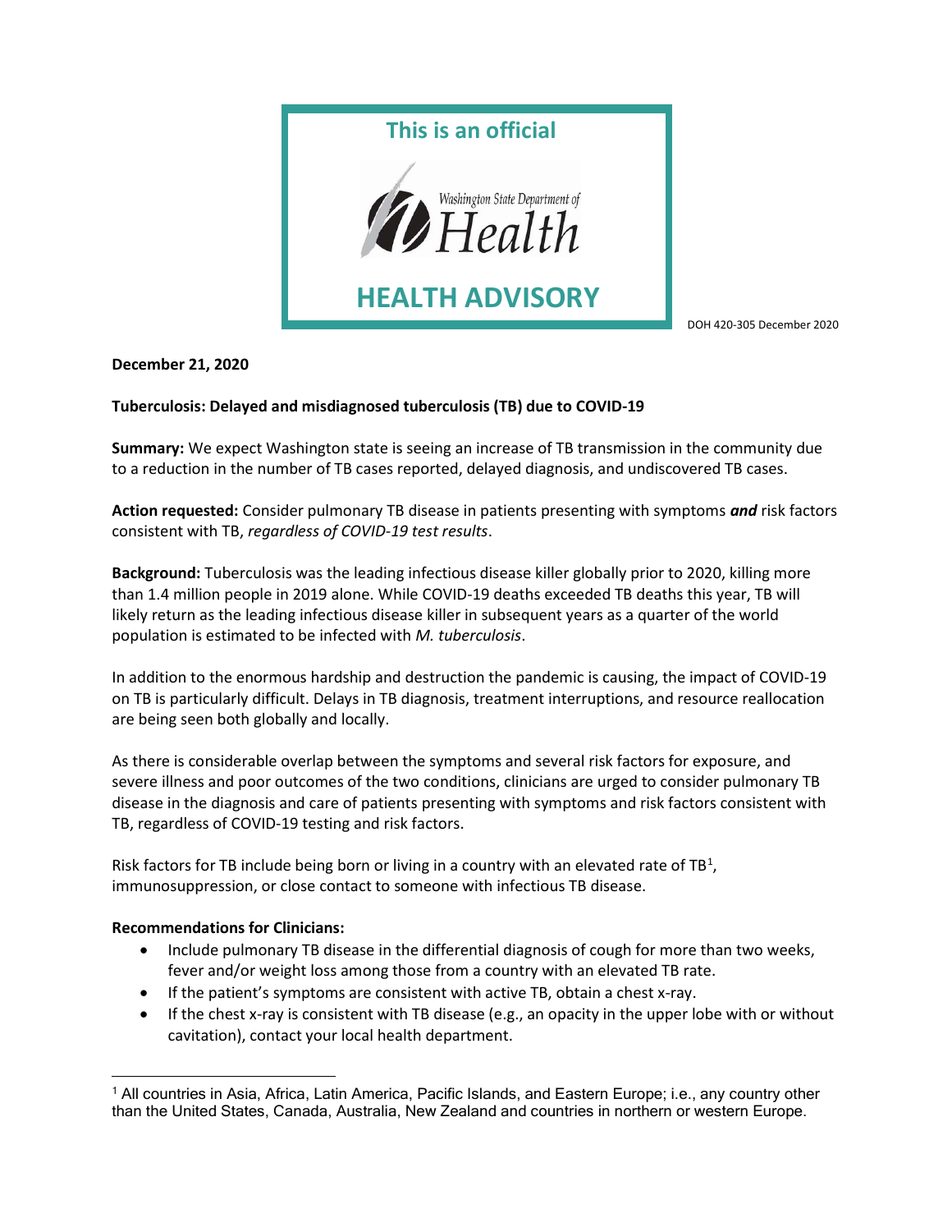**This is an official**

Washington State Department of Health

# HEALTH ADVISORY

DOH 420-305 December 2020

**December 21, 2020**

**Tuberculosis: Delayed and misdiagnosed tuberculosis (TB) due to COVID-19**

**Summary:** We expect Washington state is seeing an increase of TB transmission in the community due to a reduction in the number of TB cases reported, delayed diagnosis, and undiscovered TB cases.

**Action requested:** Consider pulmonary TB disease in patients presenting with symptoms ***and*** risk factors consistent with TB, *regardless of COVID-19 test results*.

**Background:** Tuberculosis was the leading infectious disease killer globally prior to 2020, killing more than 1.4 million people in 2019 alone. While COVID-19 deaths exceeded TB deaths this year, TB will likely return as the leading infectious disease killer in subsequent years as a quarter of the world population is estimated to be infected with *M. tuberculosis*.

In addition to the enormous hardship and destruction the pandemic is causing, the impact of COVID-19 on TB is particularly difficult. Delays in TB diagnosis, treatment interruptions, and resource reallocation are being seen both globally and locally.

As there is considerable overlap between the symptoms and several risk factors for exposure, and severe illness and poor outcomes of the two conditions, clinicians are urged to consider pulmonary TB disease in the diagnosis and care of patients presenting with symptoms and risk factors consistent with TB, regardless of COVID-19 testing and risk factors.

Risk factors for TB include being born or living in a country with an elevated rate of TB[1], immunosuppression, or close contact to someone with infectious TB disease.

**Recommendations for Clinicians:**

- Include pulmonary TB disease in the differential diagnosis of cough for more than two weeks, fever and/or weight loss among those from a country with an elevated TB rate.
- If the patient's symptoms are consistent with active TB, obtain a chest x-ray.
- If the chest x-ray is consistent with TB disease (e.g., an opacity in the upper lobe with or without cavitation), contact your local health department.

[1] All countries in Asia, Africa, Latin America, Pacific Islands, and Eastern Europe; i.e., any country other than the United States, Canada, Australia, New Zealand and countries in northern or western Europe.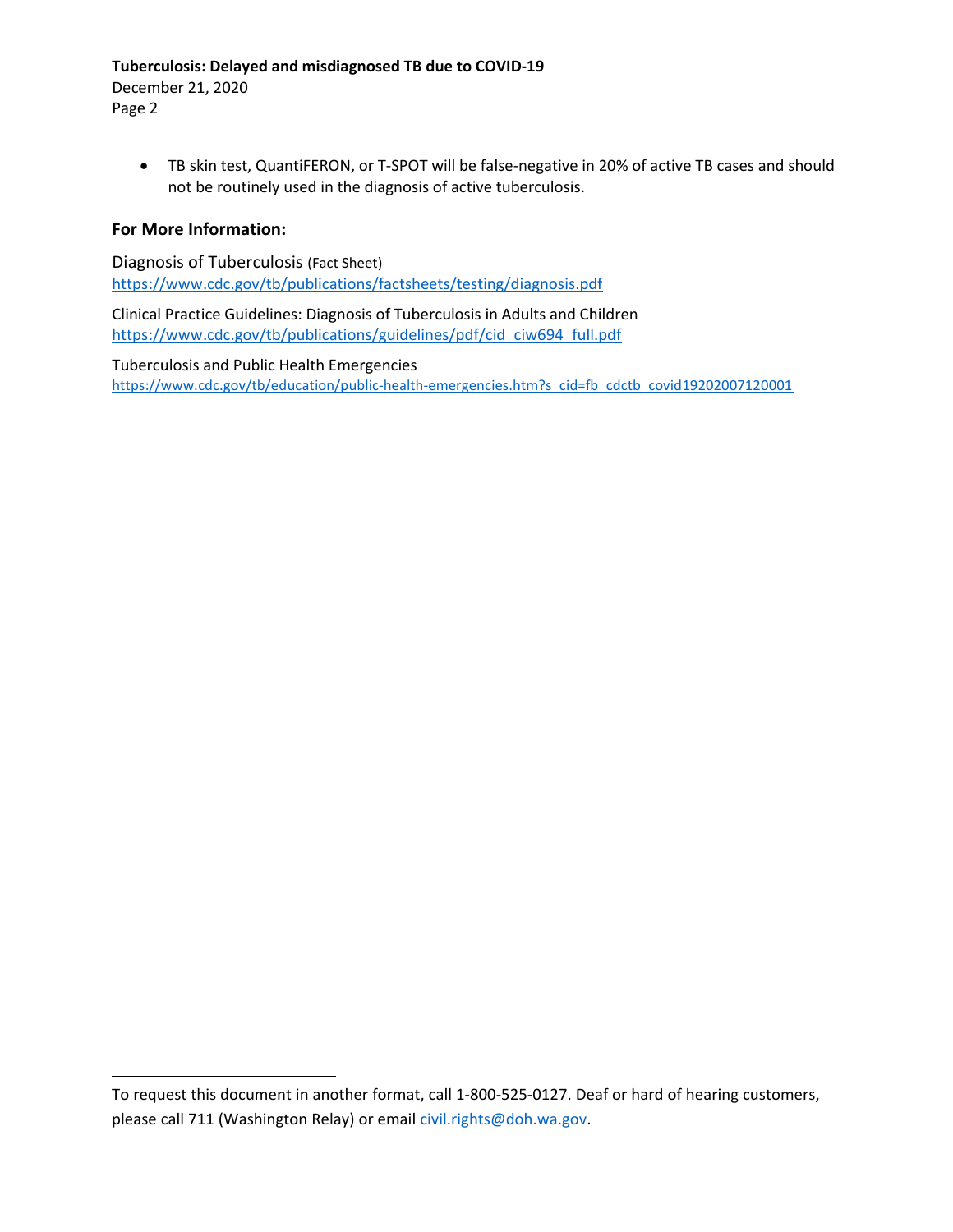- TB skin test, QuantiFERON, or T-SPOT will be false-negative in 20% of active TB cases and should not be routinely used in the diagnosis of active tuberculosis.

## For More Information:

Diagnosis of Tuberculosis (Fact Sheet)
https://www.cdc.gov/tb/publications/factsheets/testing/diagnosis.pdf

Clinical Practice Guidelines: Diagnosis of Tuberculosis in Adults and Children
https://www.cdc.gov/tb/publications/guidelines/pdf/cid_ciw694_full.pdf

Tuberculosis and Public Health Emergencies
https://www.cdc.gov/tb/education/public-health-emergencies.htm?s_cid=fb_cdctb_covid19202007120001

---

To request this document in another format, call 1-800-525-0127. Deaf or hard of hearing customers, please call 711 (Washington Relay) or email civil.rights@doh.wa.gov.